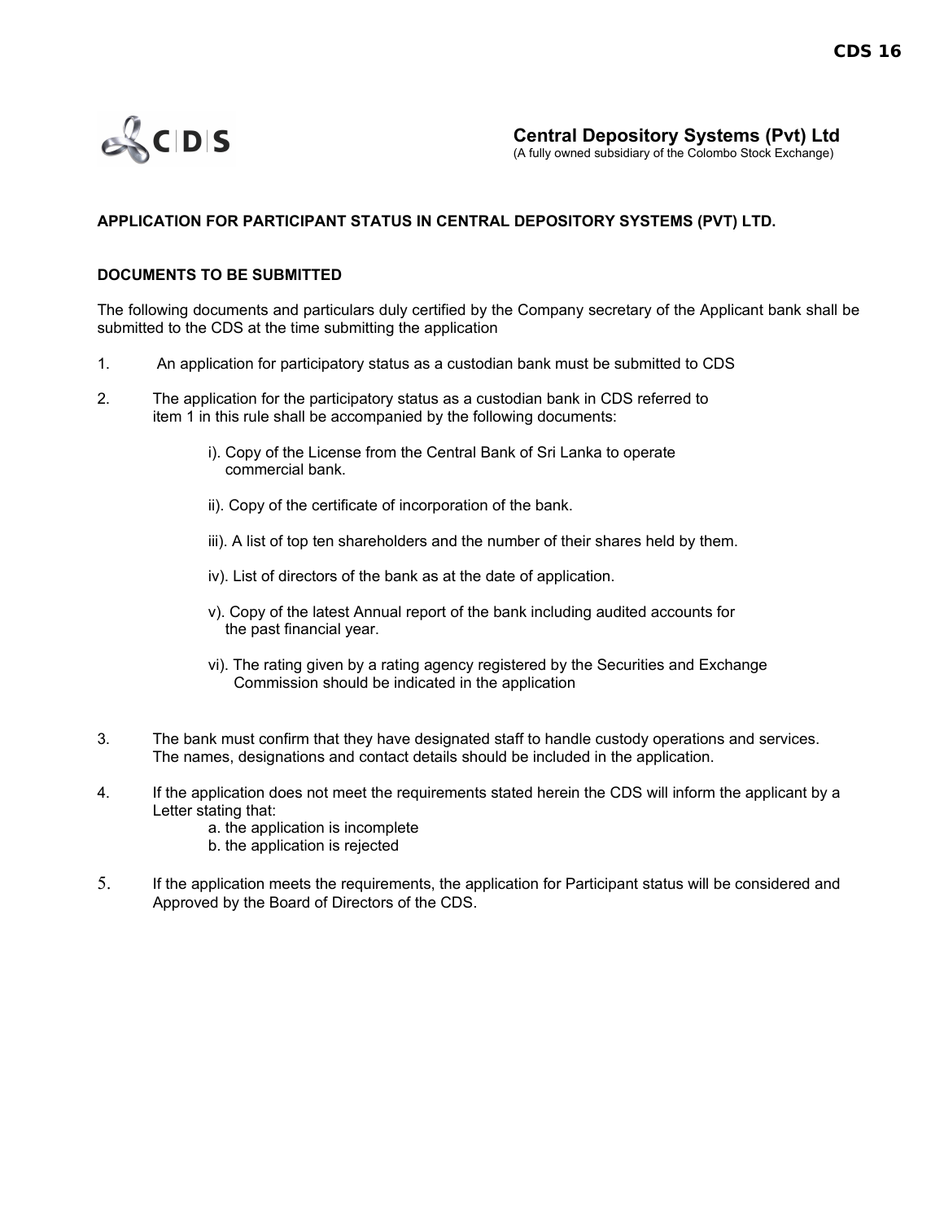CDS 16

**Central Depository Systems (Pvt) Ltd**
(A fully owned subsidiary of the Colombo Stock Exchange)

## APPLICATION FOR PARTICIPANT STATUS IN CENTRAL DEPOSITORY SYSTEMS (PVT) LTD.

### DOCUMENTS TO BE SUBMITTED

The following documents and particulars duly certified by the Company secretary of the Applicant bank shall be submitted to the CDS at the time submitting the application

1. An application for participatory status as a custodian bank must be submitted to CDS

2. The application for the participatory status as a custodian bank in CDS referred to item 1 in this rule shall be accompanied by the following documents:

   i). Copy of the License from the Central Bank of Sri Lanka to operate commercial bank.

   ii). Copy of the certificate of incorporation of the bank.

   iii). A list of top ten shareholders and the number of their shares held by them.

   iv). List of directors of the bank as at the date of application.

   v). Copy of the latest Annual report of the bank including audited accounts for the past financial year.

   vi). The rating given by a rating agency registered by the Securities and Exchange Commission should be indicated in the application

3. The bank must confirm that they have designated staff to handle custody operations and services. The names, designations and contact details should be included in the application.

4. If the application does not meet the requirements stated herein the CDS will inform the applicant by a Letter stating that:
   a. the application is incomplete
   b. the application is rejected

5. If the application meets the requirements, the application for Participant status will be considered and Approved by the Board of Directors of the CDS.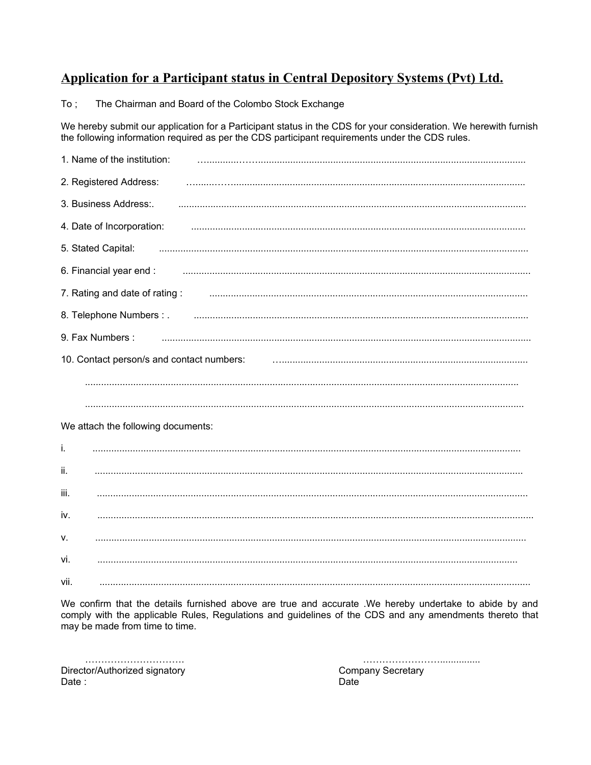# Application for a Participant status in Central Depository Systems (Pvt) Ltd.

To ; The Chairman and Board of the Colombo Stock Exchange

We hereby submit our application for a Participant status in the CDS for your consideration. We herewith furnish the following information required as per the CDS participant requirements under the CDS rules.

1. Name of the institution: ……….………………………………………………………………………

2. Registered Address: ……..….……………………………………………………………………………

3. Business Address:. ……………………………………………………………………………………

4. Date of Incorporation: ……………………………………………………………………………………

5. Stated Capital: ……………………………………………………………………………………………

6. Financial year end : ……………………………………………………………………………………

7. Rating and date of rating : ……………………………………………………………………………

8. Telephone Numbers : . …………………………………………………………………………………

9. Fax Numbers : ……………………………………………………………………………………………

10. Contact person/s and contact numbers: …………………………………………………………

………………………………………………………………………………………………………………

………………………………………………………………………………………………………………

We attach the following documents:

i. ………………………………………………………………………………………………………………

ii. ………………………………………………………………………………………………………………

iii. ………………………………………………………………………………………………………………

iv. ………………………………………………………………………………………………………………

v. ………………………………………………………………………………………………………………

vi. ………………………………………………………………………………………………………………

vii. ………………………………………………………………………………………………………………

We confirm that the details furnished above are true and accurate .We hereby undertake to abide by and comply with the applicable Rules, Regulations and guidelines of the CDS and any amendments thereto that may be made from time to time.

…………………………  
Director/Authorized signatory  
Date :

…………………….............  
Company Secretary  
Date